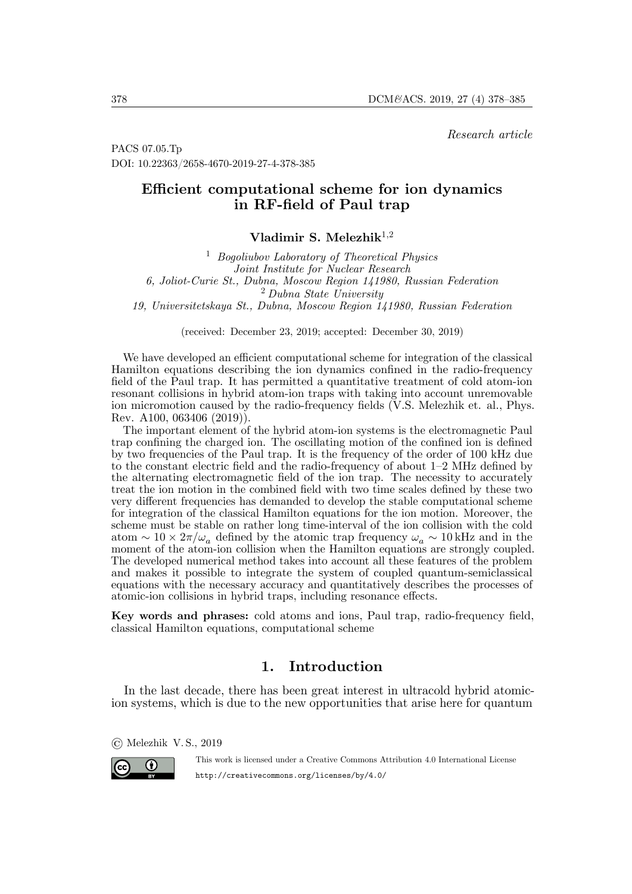*Research article*

PACS 07.05.Tp
DOI: 10.22363/2658-4670-2019-27-4-378-385

# Efficient computational scheme for ion dynamics in RF-field of Paul trap

**Vladimir S. Melezhik**[1,2]

[1] *Bogoliubov Laboratory of Theoretical Physics*
*Joint Institute for Nuclear Research*
*6, Joliot-Curie St., Dubna, Moscow Region 141980, Russian Federation*
[2] *Dubna State University*
*19, Universitetskaya St., Dubna, Moscow Region 141980, Russian Federation*

(received: December 23, 2019; accepted: December 30, 2019)

We have developed an efficient computational scheme for integration of the classical Hamilton equations describing the ion dynamics confined in the radio-frequency field of the Paul trap. It has permitted a quantitative treatment of cold atom-ion resonant collisions in hybrid atom-ion traps with taking into account unremovable ion micromotion caused by the radio-frequency fields (V.S. Melezhik et. al., Phys. Rev. A100, 063406 (2019)).

The important element of the hybrid atom-ion systems is the electromagnetic Paul trap confining the charged ion. The oscillating motion of the confined ion is defined by two frequencies of the Paul trap. It is the frequency of the order of 100 kHz due to the constant electric field and the radio-frequency of about 1–2 MHz defined by the alternating electromagnetic field of the ion trap. The necessity to accurately treat the ion motion in the combined field with two time scales defined by these two very different frequencies has demanded to develop the stable computational scheme for integration of the classical Hamilton equations for the ion motion. Moreover, the scheme must be stable on rather long time-interval of the ion collision with the cold atom $\sim 10 \times 2\pi/\omega_a$ defined by the atomic trap frequency $\omega_a \sim 10\,\mathrm{kHz}$ and in the moment of the atom-ion collision when the Hamilton equations are strongly coupled. The developed numerical method takes into account all these features of the problem and makes it possible to integrate the system of coupled quantum-semiclassical equations with the necessary accuracy and quantitatively describes the processes of atomic-ion collisions in hybrid traps, including resonance effects.

**Key words and phrases:** cold atoms and ions, Paul trap, radio-frequency field, classical Hamilton equations, computational scheme

## 1. Introduction

In the last decade, there has been great interest in ultracold hybrid atomic-ion systems, which is due to the new opportunities that arise here for quantum

© Melezhik V. S., 2019

This work is licensed under a Creative Commons Attribution 4.0 International License
http://creativecommons.org/licenses/by/4.0/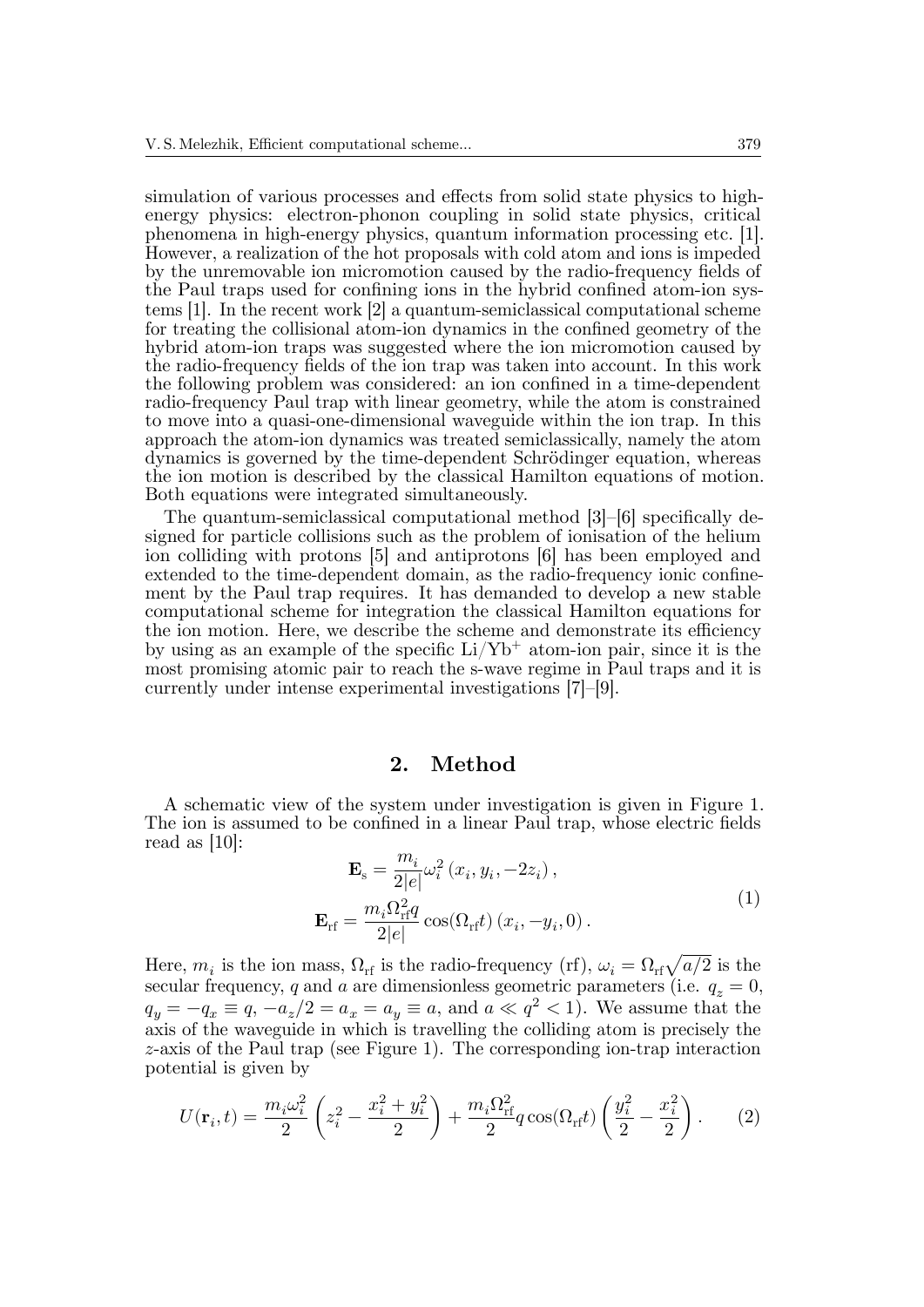simulation of various processes and effects from solid state physics to high-energy physics: electron-phonon coupling in solid state physics, critical phenomena in high-energy physics, quantum information processing etc. [1]. However, a realization of the hot proposals with cold atom and ions is impeded by the unremovable ion micromotion caused by the radio-frequency fields of the Paul traps used for confining ions in the hybrid confined atom-ion systems [1]. In the recent work [2] a quantum-semiclassical computational scheme for treating the collisional atom-ion dynamics in the confined geometry of the hybrid atom-ion traps was suggested where the ion micromotion caused by the radio-frequency fields of the ion trap was taken into account. In this work the following problem was considered: an ion confined in a time-dependent radio-frequency Paul trap with linear geometry, while the atom is constrained to move into a quasi-one-dimensional waveguide within the ion trap. In this approach the atom-ion dynamics was treated semiclassically, namely the atom dynamics is governed by the time-dependent Schrödinger equation, whereas the ion motion is described by the classical Hamilton equations of motion. Both equations were integrated simultaneously.

The quantum-semiclassical computational method [3]–[6] specifically designed for particle collisions such as the problem of ionisation of the helium ion colliding with protons [5] and antiprotons [6] has been employed and extended to the time-dependent domain, as the radio-frequency ionic confinement by the Paul trap requires. It has demanded to develop a new stable computational scheme for integration the classical Hamilton equations for the ion motion. Here, we describe the scheme and demonstrate its efficiency by using as an example of the specific $Li/Yb^+$ atom-ion pair, since it is the most promising atomic pair to reach the s-wave regime in Paul traps and it is currently under intense experimental investigations [7]–[9].

## 2. Method

A schematic view of the system under investigation is given in Figure 1. The ion is assumed to be confined in a linear Paul trap, whose electric fields read as [10]:

$$
\begin{aligned}
\mathbf{E}_{\mathrm{s}} &= \frac{m_i}{2|e|}\omega_i^2\,(x_i, y_i, -2z_i)\,, \\
\mathbf{E}_{\mathrm{rf}} &= \frac{m_i\Omega_{\mathrm{rf}}^2 q}{2|e|}\cos(\Omega_{\mathrm{rf}}t)\,(x_i, -y_i, 0)\,.
\end{aligned}
\tag{1}
$$

Here, $m_i$ is the ion mass, $\Omega_{\mathrm{rf}}$ is the radio-frequency (rf), $\omega_i = \Omega_{\mathrm{rf}}\sqrt{a/2}$ is the secular frequency, $q$ and $a$ are dimensionless geometric parameters (i.e. $q_z = 0$, $q_y = -q_x \equiv q$, $-a_z/2 = a_x = a_y \equiv a$, and $a \ll q^2 < 1$). We assume that the axis of the waveguide in which is travelling the colliding atom is precisely the $z$-axis of the Paul trap (see Figure 1). The corresponding ion-trap interaction potential is given by

$$
U(\mathbf{r}_i, t) = \frac{m_i\omega_i^2}{2}\left(z_i^2 - \frac{x_i^2 + y_i^2}{2}\right) + \frac{m_i\Omega_{\mathrm{rf}}^2}{2}q\cos(\Omega_{\mathrm{rf}}t)\left(\frac{y_i^2}{2} - \frac{x_i^2}{2}\right). \tag{2}
$$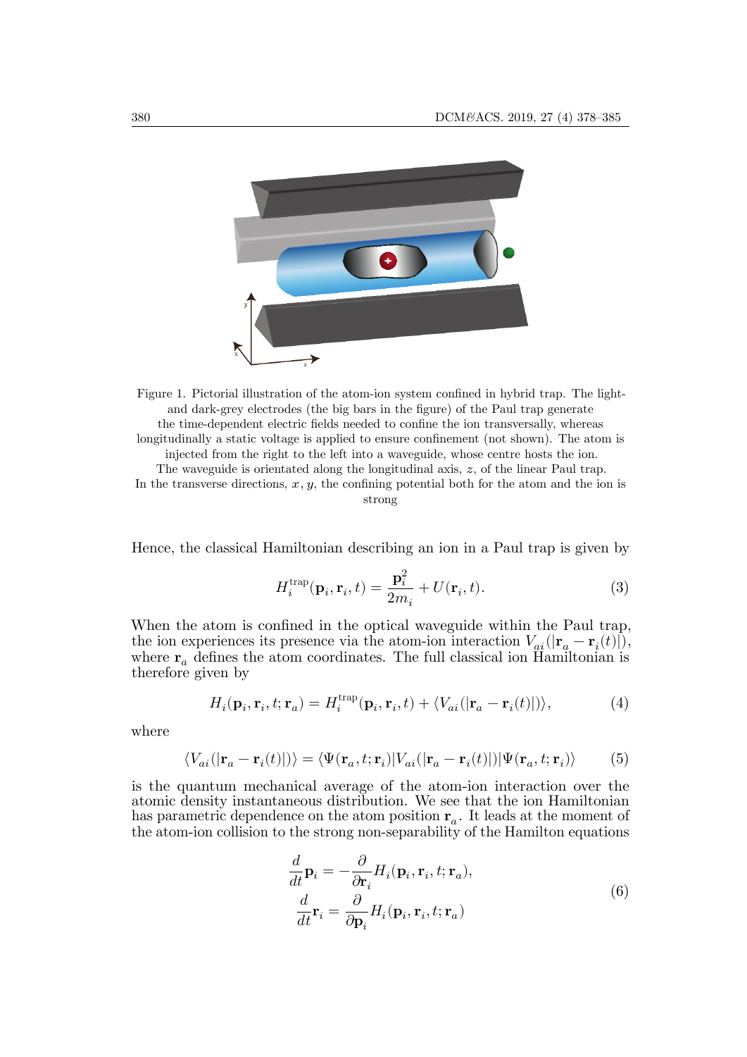Figure 1. Pictorial illustration of the atom-ion system confined in hybrid trap. The light- and dark-grey electrodes (the big bars in the figure) of the Paul trap generate the time-dependent electric fields needed to confine the ion transversally, whereas longitudinally a static voltage is applied to ensure confinement (not shown). The atom is injected from the right to the left into a waveguide, whose centre hosts the ion. The waveguide is orientated along the longitudinal axis, $z$, of the linear Paul trap. In the transverse directions, $x, y$, the confining potential both for the atom and the ion is strong

Hence, the classical Hamiltonian describing an ion in a Paul trap is given by

$$H_i^{\mathrm{trap}}(\mathbf{p}_i, \mathbf{r}_i, t) = \frac{\mathbf{p}_i^2}{2m_i} + U(\mathbf{r}_i, t). \tag{3}$$

When the atom is confined in the optical waveguide within the Paul trap, the ion experiences its presence via the atom-ion interaction $V_{ai}(|\mathbf{r}_a - \mathbf{r}_i(t)|)$, where $\mathbf{r}_a$ defines the atom coordinates. The full classical ion Hamiltonian is therefore given by

$$H_i(\mathbf{p}_i, \mathbf{r}_i, t; \mathbf{r}_a) = H_i^{\mathrm{trap}}(\mathbf{p}_i, \mathbf{r}_i, t) + \langle V_{ai}(|\mathbf{r}_a - \mathbf{r}_i(t)|)\rangle, \tag{4}$$

where

$$\langle V_{ai}(|\mathbf{r}_a - \mathbf{r}_i(t)|)\rangle = \langle \Psi(\mathbf{r}_a, t; \mathbf{r}_i)| V_{ai}(|\mathbf{r}_a - \mathbf{r}_i(t)|) |\Psi(\mathbf{r}_a, t; \mathbf{r}_i)\rangle \tag{5}$$

is the quantum mechanical average of the atom-ion interaction over the atomic density instantaneous distribution. We see that the ion Hamiltonian has parametric dependence on the atom position $\mathbf{r}_a$. It leads at the moment of the atom-ion collision to the strong non-separability of the Hamilton equations

$$\begin{aligned} \frac{d}{dt}\mathbf{p}_i &= -\frac{\partial}{\partial \mathbf{r}_i} H_i(\mathbf{p}_i, \mathbf{r}_i, t; \mathbf{r}_a), \\ \frac{d}{dt}\mathbf{r}_i &= \frac{\partial}{\partial \mathbf{p}_i} H_i(\mathbf{p}_i, \mathbf{r}_i, t; \mathbf{r}_a) \end{aligned} \tag{6}$$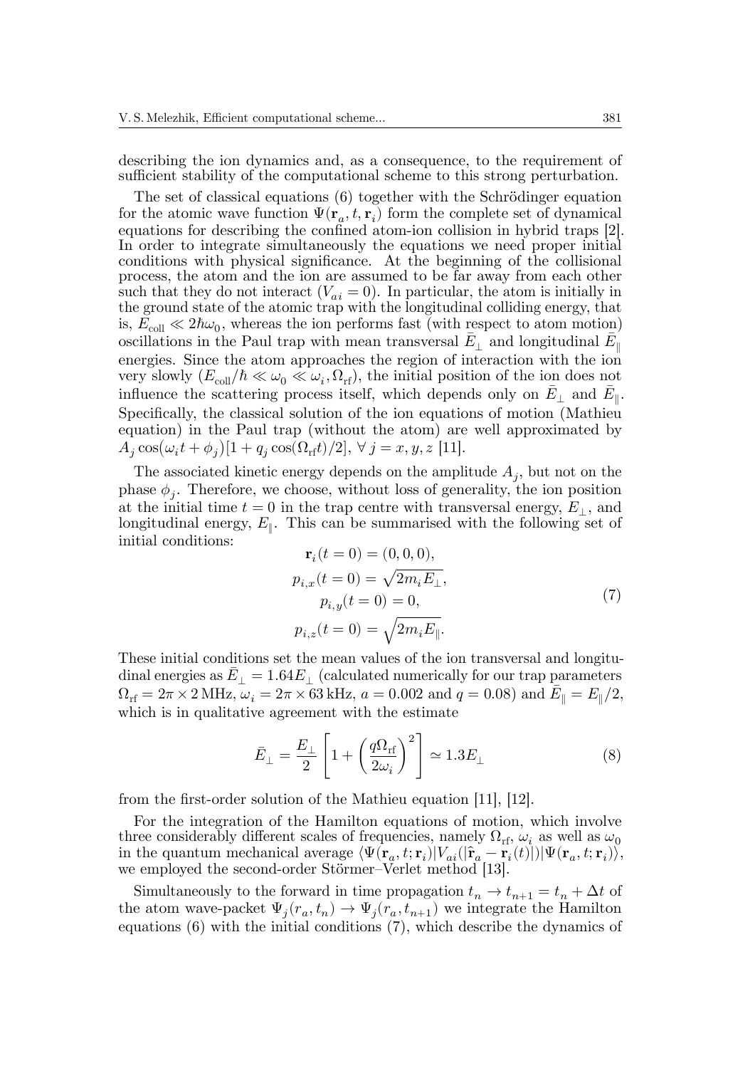describing the ion dynamics and, as a consequence, to the requirement of sufficient stability of the computational scheme to this strong perturbation.

The set of classical equations (6) together with the Schrödinger equation for the atomic wave function $\Psi(\mathbf{r}_a, t, \mathbf{r}_i)$ form the complete set of dynamical equations for describing the confined atom-ion collision in hybrid traps [2]. In order to integrate simultaneously the equations we need proper initial conditions with physical significance. At the beginning of the collisional process, the atom and the ion are assumed to be far away from each other such that they do not interact ($V_{ai} = 0$). In particular, the atom is initially in the ground state of the atomic trap with the longitudinal colliding energy, that is, $E_{\mathrm{coll}} \ll 2\hbar\omega_0$, whereas the ion performs fast (with respect to atom motion) oscillations in the Paul trap with mean transversal $\bar{E}_{\perp}$ and longitudinal $\bar{E}_{\parallel}$ energies. Since the atom approaches the region of interaction with the ion very slowly ($E_{\mathrm{coll}}/\hbar \ll \omega_0 \ll \omega_i, \Omega_{\mathrm{rf}}$), the initial position of the ion does not influence the scattering process itself, which depends only on $\bar{E}_{\perp}$ and $\bar{E}_{\parallel}$. Specifically, the classical solution of the ion equations of motion (Mathieu equation) in the Paul trap (without the atom) are well approximated by $A_j \cos(\omega_i t + \phi_j)[1 + q_j \cos(\Omega_{\mathrm{rf}} t)/2]$, $\forall\, j = x, y, z$ [11].

The associated kinetic energy depends on the amplitude $A_j$, but not on the phase $\phi_j$. Therefore, we choose, without loss of generality, the ion position at the initial time $t = 0$ in the trap centre with transversal energy, $E_{\perp}$, and longitudinal energy, $E_{\parallel}$. This can be summarised with the following set of initial conditions:

$$
\begin{gathered}
\mathbf{r}_i(t=0) = (0,0,0), \\
p_{i,x}(t=0) = \sqrt{2m_i E_{\perp}}, \\
p_{i,y}(t=0) = 0, \\
p_{i,z}(t=0) = \sqrt{2m_i E_{\parallel}}.
\end{gathered}
\tag{7}
$$

These initial conditions set the mean values of the ion transversal and longitudinal energies as $\bar{E}_{\perp} = 1.64 E_{\perp}$ (calculated numerically for our trap parameters $\Omega_{\mathrm{rf}} = 2\pi \times 2\,\mathrm{MHz}$, $\omega_i = 2\pi \times 63\,\mathrm{kHz}$, $a = 0.002$ and $q = 0.08$) and $\bar{E}_{\parallel} = E_{\parallel}/2$, which is in qualitative agreement with the estimate

$$
\bar{E}_{\perp} = \frac{E_{\perp}}{2}\left[1 + \left(\frac{q\Omega_{\mathrm{rf}}}{2\omega_i}\right)^2\right] \simeq 1.3 E_{\perp}
\tag{8}
$$

from the first-order solution of the Mathieu equation [11], [12].

For the integration of the Hamilton equations of motion, which involve three considerably different scales of frequencies, namely $\Omega_{\mathrm{rf}}$, $\omega_i$ as well as $\omega_0$ in the quantum mechanical average $\langle \Psi(\mathbf{r}_a, t; \mathbf{r}_i) | V_{ai}(|\hat{\mathbf{r}}_a - \mathbf{r}_i(t)|) | \Psi(\mathbf{r}_a, t; \mathbf{r}_i) \rangle$, we employed the second-order Störmer–Verlet method [13].

Simultaneously to the forward in time propagation $t_n \to t_{n+1} = t_n + \Delta t$ of the atom wave-packet $\Psi_j(r_a, t_n) \to \Psi_j(r_a, t_{n+1})$ we integrate the Hamilton equations (6) with the initial conditions (7), which describe the dynamics of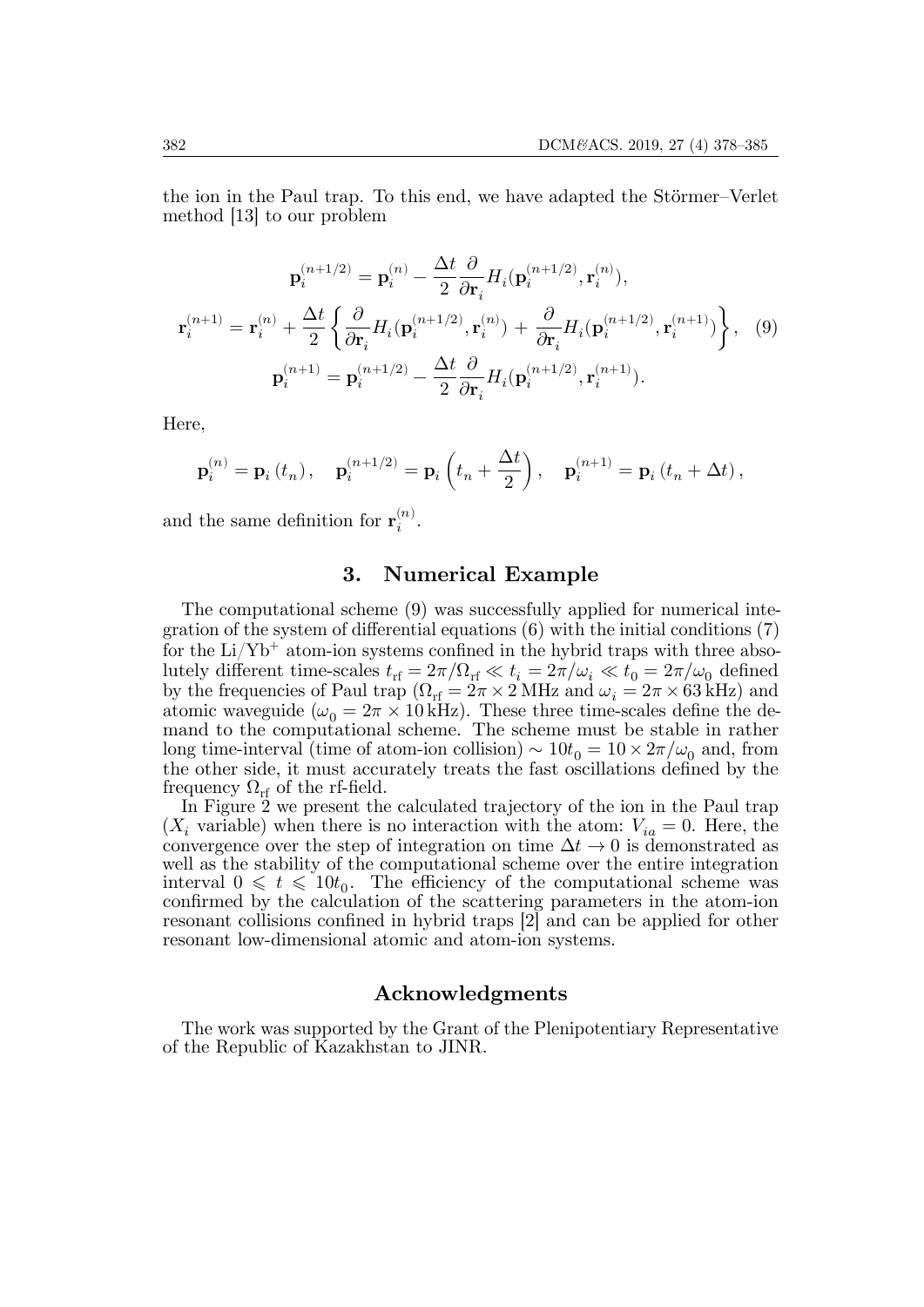the ion in the Paul trap. To this end, we have adapted the Störmer–Verlet method [13] to our problem

$$
\begin{gathered}
\mathbf{p}_i^{(n+1/2)} = \mathbf{p}_i^{(n)} - \frac{\Delta t}{2}\frac{\partial}{\partial \mathbf{r}_i} H_i(\mathbf{p}_i^{(n+1/2)}, \mathbf{r}_i^{(n)}), \\
\mathbf{r}_i^{(n+1)} = \mathbf{r}_i^{(n)} + \frac{\Delta t}{2}\left\{ \frac{\partial}{\partial \mathbf{r}_i} H_i(\mathbf{p}_i^{(n+1/2)}, \mathbf{r}_i^{(n)}) + \frac{\partial}{\partial \mathbf{r}_i} H_i(\mathbf{p}_i^{(n+1/2)}, \mathbf{r}_i^{(n+1)}) \right\}, \\
\mathbf{p}_i^{(n+1)} = \mathbf{p}_i^{(n+1/2)} - \frac{\Delta t}{2}\frac{\partial}{\partial \mathbf{r}_i} H_i(\mathbf{p}_i^{(n+1/2)}, \mathbf{r}_i^{(n+1)}).
\end{gathered}
\tag{9}
$$

Here,

$$
\mathbf{p}_i^{(n)} = \mathbf{p}_i\left(t_n\right), \quad \mathbf{p}_i^{(n+1/2)} = \mathbf{p}_i\left(t_n + \frac{\Delta t}{2}\right), \quad \mathbf{p}_i^{(n+1)} = \mathbf{p}_i\left(t_n + \Delta t\right),
$$

and the same definition for $\mathbf{r}_i^{(n)}$.

## 3. Numerical Example

The computational scheme (9) was successfully applied for numerical integration of the system of differential equations (6) with the initial conditions (7) for the $\mathrm{Li}/\mathrm{Yb}^+$ atom-ion systems confined in the hybrid traps with three absolutely different time-scales $t_{\mathrm{rf}} = 2\pi/\Omega_{\mathrm{rf}} \ll t_i = 2\pi/\omega_i \ll t_0 = 2\pi/\omega_0$ defined by the frequencies of Paul trap ($\Omega_{\mathrm{rf}} = 2\pi \times 2\,\mathrm{MHz}$ and $\omega_i = 2\pi \times 63\,\mathrm{kHz}$) and atomic waveguide ($\omega_0 = 2\pi \times 10\,\mathrm{kHz}$). These three time-scales define the demand to the computational scheme. The scheme must be stable in rather long time-interval (time of atom-ion collision) $\sim 10t_0 = 10 \times 2\pi/\omega_0$ and, from the other side, it must accurately treats the fast oscillations defined by the frequency $\Omega_{\mathrm{rf}}$ of the rf-field.

In Figure 2 we present the calculated trajectory of the ion in the Paul trap ($X_i$ variable) when there is no interaction with the atom: $V_{ia} = 0$. Here, the convergence over the step of integration on time $\Delta t \to 0$ is demonstrated as well as the stability of the computational scheme over the entire integration interval $0 \leqslant t \leqslant 10t_0$. The efficiency of the computational scheme was confirmed by the calculation of the scattering parameters in the atom-ion resonant collisions confined in hybrid traps [2] and can be applied for other resonant low-dimensional atomic and atom-ion systems.

## Acknowledgments

The work was supported by the Grant of the Plenipotentiary Representative of the Republic of Kazakhstan to JINR.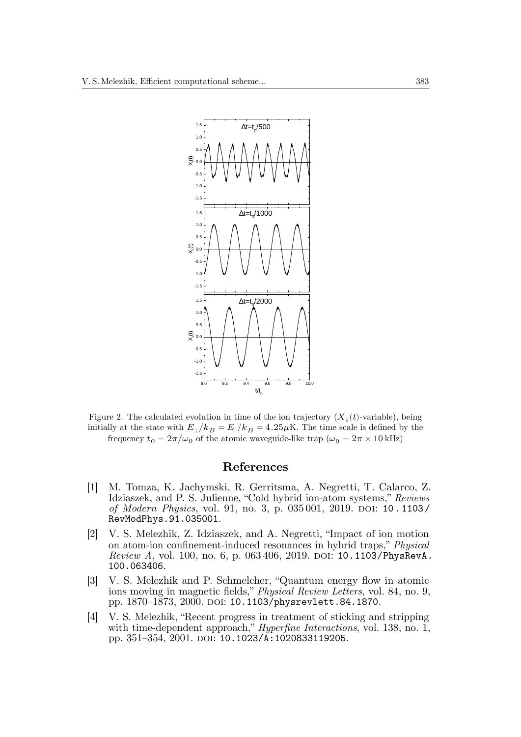Figure 2. The calculated evolution in time of the ion trajectory ($X_i(t)$-variable), being initially at the state with $E_\perp/k_B = E_\parallel/k_B = 4.25\mu$K. The time scale is defined by the frequency $t_0 = 2\pi/\omega_0$ of the atomic waveguide-like trap ($\omega_0 = 2\pi \times 10$ kHz)

## References

[1] M. Tomza, K. Jachymski, R. Gerritsma, A. Negretti, T. Calarco, Z. Idziaszek, and P. S. Julienne, "Cold hybrid ion-atom systems," *Reviews of Modern Physics*, vol. 91, no. 3, p. 035 001, 2019. DOI: 10.1103/RevModPhys.91.035001.

[2] V. S. Melezhik, Z. Idziaszek, and A. Negretti, "Impact of ion motion on atom-ion confinement-induced resonances in hybrid traps," *Physical Review A*, vol. 100, no. 6, p. 063 406, 2019. DOI: 10.1103/PhysRevA.100.063406.

[3] V. S. Melezhik and P. Schmelcher, "Quantum energy flow in atomic ions moving in magnetic fields," *Physical Review Letters*, vol. 84, no. 9, pp. 1870–1873, 2000. DOI: 10.1103/physrevlett.84.1870.

[4] V. S. Melezhik, "Recent progress in treatment of sticking and stripping with time-dependent approach," *Hyperfine Interactions*, vol. 138, no. 1, pp. 351–354, 2001. DOI: 10.1023/A:1020833119205.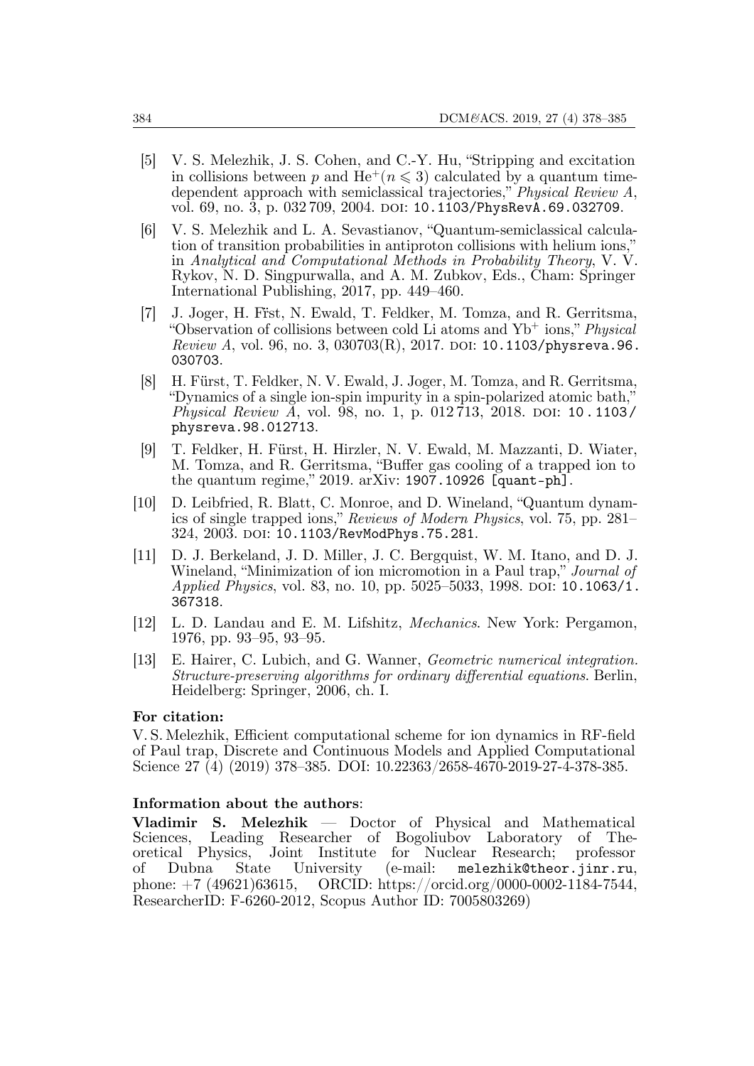[5] V. S. Melezhik, J. S. Cohen, and C.-Y. Hu, "Stripping and excitation in collisions between $p$ and $He^+(n \leqslant 3)$ calculated by a quantum time-dependent approach with semiclassical trajectories," *Physical Review A*, vol. 69, no. 3, p. 032 709, 2004. DOI: 10.1103/PhysRevA.69.032709.

[6] V. S. Melezhik and L. A. Sevastianov, "Quantum-semiclassical calculation of transition probabilities in antiproton collisions with helium ions," in *Analytical and Computational Methods in Probability Theory*, V. V. Rykov, N. D. Singpurwalla, and A. M. Zubkov, Eds., Cham: Springer International Publishing, 2017, pp. 449–460.

[7] J. Joger, H. Fr̈st, N. Ewald, T. Feldker, M. Tomza, and R. Gerritsma, "Observation of collisions between cold Li atoms and $Yb^+$ ions," *Physical Review A*, vol. 96, no. 3, 030703(R), 2017. DOI: 10.1103/physreva.96.030703.

[8] H. Fürst, T. Feldker, N. V. Ewald, J. Joger, M. Tomza, and R. Gerritsma, "Dynamics of a single ion-spin impurity in a spin-polarized atomic bath," *Physical Review A*, vol. 98, no. 1, p. 012 713, 2018. DOI: 10.1103/physreva.98.012713.

[9] T. Feldker, H. Fürst, H. Hirzler, N. V. Ewald, M. Mazzanti, D. Wiater, M. Tomza, and R. Gerritsma, "Buffer gas cooling of a trapped ion to the quantum regime," 2019. arXiv: 1907.10926 [quant-ph].

[10] D. Leibfried, R. Blatt, C. Monroe, and D. Wineland, "Quantum dynamics of single trapped ions," *Reviews of Modern Physics*, vol. 75, pp. 281–324, 2003. DOI: 10.1103/RevModPhys.75.281.

[11] D. J. Berkeland, J. D. Miller, J. C. Bergquist, W. M. Itano, and D. J. Wineland, "Minimization of ion micromotion in a Paul trap," *Journal of Applied Physics*, vol. 83, no. 10, pp. 5025–5033, 1998. DOI: 10.1063/1.367318.

[12] L. D. Landau and E. M. Lifshitz, *Mechanics*. New York: Pergamon, 1976, pp. 93–95, 93–95.

[13] E. Hairer, C. Lubich, and G. Wanner, *Geometric numerical integration. Structure-preserving algorithms for ordinary differential equations*. Berlin, Heidelberg: Springer, 2006, ch. I.

**For citation:**

V. S. Melezhik, Efficient computational scheme for ion dynamics in RF-field of Paul trap, Discrete and Continuous Models and Applied Computational Science 27 (4) (2019) 378–385. DOI: 10.22363/2658-4670-2019-27-4-378-385.

**Information about the authors**:

**Vladimir S. Melezhik** — Doctor of Physical and Mathematical Sciences, Leading Researcher of Bogoliubov Laboratory of Theoretical Physics, Joint Institute for Nuclear Research; professor of Dubna State University (e-mail: melezhik@theor.jinr.ru, phone: +7 (49621)63615, ORCID: https://orcid.org/0000-0002-1184-7544, ResearcherID: F-6260-2012, Scopus Author ID: 7005803269)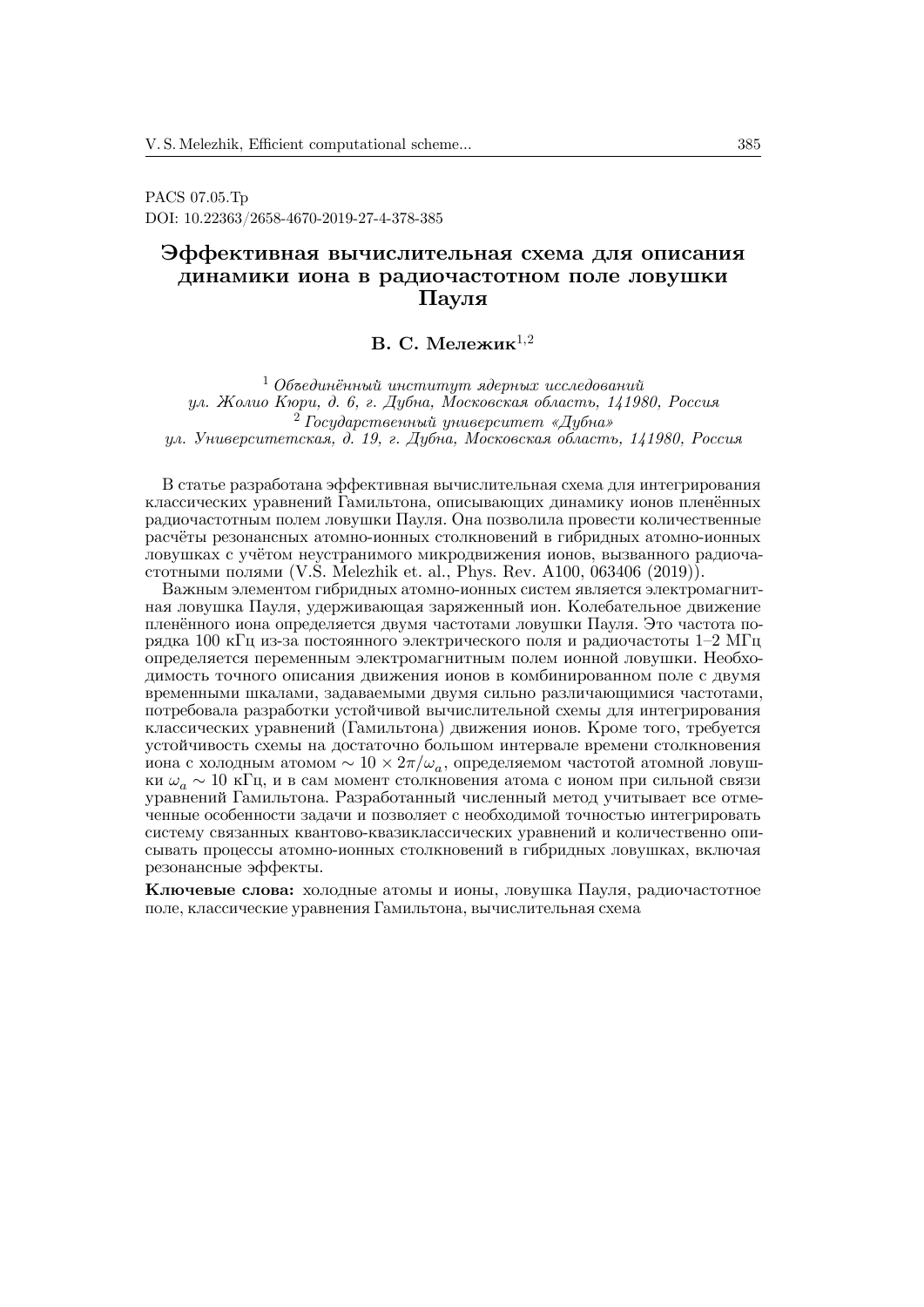PACS 07.05.Tp
DOI: 10.22363/2658-4670-2019-27-4-378-385

# Эффективная вычислительная схема для описания динамики иона в радиочастотном поле ловушки Пауля

**В. С. Мележик**[1,2]

[1] *Объединённый институт ядерных исследований*
*ул. Жолио Кюри, д. 6, г. Дубна, Московская область, 141980, Россия*
[2] *Государственный университет «Дубна»*
*ул. Университетская, д. 19, г. Дубна, Московская область, 141980, Россия*

В статье разработана эффективная вычислительная схема для интегрирования классических уравнений Гамильтона, описывающих динамику ионов пленённых радиочастотным полем ловушки Пауля. Она позволила провести количественные расчёты резонансных атомно-ионных столкновений в гибридных атомно-ионных ловушках с учётом неустранимого микродвижения ионов, вызванного радиочастотными полями (V.S. Melezhik et. al., Phys. Rev. A100, 063406 (2019)).

Важным элементом гибридных атомно-ионных систем является электромагнитная ловушка Пауля, удерживающая заряженный ион. Колебательное движение пленённого иона определяется двумя частотами ловушки Пауля. Это частота порядка 100 кГц из-за постоянного электрического поля и радиочастоты 1–2 МГц определяется переменным электромагнитным полем ионной ловушки. Необходимость точного описания движения ионов в комбинированном поле с двумя временными шкалами, задаваемыми двумя сильно различающимися частотами, потребовала разработки устойчивой вычислительной схемы для интегрирования классических уравнений (Гамильтона) движения ионов. Кроме того, требуется устойчивость схемы на достаточно большом интервале времени столкновения иона с холодным атомом $\sim 10 \times 2\pi/\omega_a$, определяемом частотой атомной ловушки $\omega_a \sim 10$ кГц, и в сам момент столкновения атома с ионом при сильной связи уравнений Гамильтона. Разработанный численный метод учитывает все отмеченные особенности задачи и позволяет с необходимой точностью интегрировать систему связанных квантово-квазиклассических уравнений и количественно описывать процессы атомно-ионных столкновений в гибридных ловушках, включая резонансные эффекты.

**Ключевые слова:** холодные атомы и ионы, ловушка Пауля, радиочастотное поле, классические уравнения Гамильтона, вычислительная схема